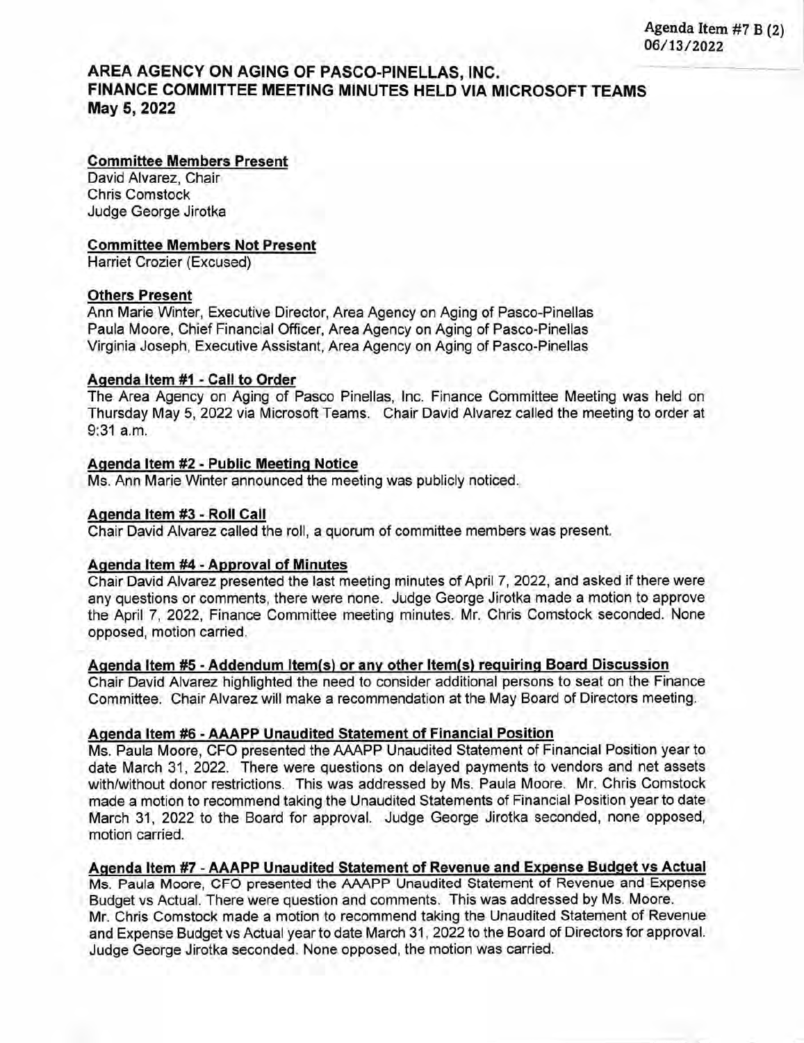Agenda Item #7 B (2)
06/13/2022

## AREA AGENCY ON AGING OF PASCO-PINELLAS, INC.
## FINANCE COMMITTEE MEETING MINUTES HELD VIA MICROSOFT TEAMS
## May 5, 2022

**Committee Members Present**
David Alvarez, Chair
Chris Comstock
Judge George Jirotka

**Committee Members Not Present**
Harriet Crozier (Excused)

**Others Present**
Ann Marie Winter, Executive Director, Area Agency on Aging of Pasco-Pinellas
Paula Moore, Chief Financial Officer, Area Agency on Aging of Pasco-Pinellas
Virginia Joseph, Executive Assistant, Area Agency on Aging of Pasco-Pinellas

**Agenda Item #1 - Call to Order**
The Area Agency on Aging of Pasco Pinellas, Inc. Finance Committee Meeting was held on Thursday May 5, 2022 via Microsoft Teams. Chair David Alvarez called the meeting to order at 9:31 a.m.

**Agenda Item #2 - Public Meeting Notice**
Ms. Ann Marie Winter announced the meeting was publicly noticed.

**Agenda Item #3 - Roll Call**
Chair David Alvarez called the roll, a quorum of committee members was present.

**Agenda Item #4 - Approval of Minutes**
Chair David Alvarez presented the last meeting minutes of April 7, 2022, and asked if there were any questions or comments, there were none. Judge George Jirotka made a motion to approve the April 7, 2022, Finance Committee meeting minutes. Mr. Chris Comstock seconded. None opposed, motion carried.

**Agenda Item #5 - Addendum Item(s) or any other Item(s) requiring Board Discussion**
Chair David Alvarez highlighted the need to consider additional persons to seat on the Finance Committee. Chair Alvarez will make a recommendation at the May Board of Directors meeting.

**Agenda Item #6 - AAAPP Unaudited Statement of Financial Position**
Ms. Paula Moore, CFO presented the AAAPP Unaudited Statement of Financial Position year to date March 31, 2022. There were questions on delayed payments to vendors and net assets with/without donor restrictions. This was addressed by Ms. Paula Moore. Mr. Chris Comstock made a motion to recommend taking the Unaudited Statements of Financial Position year to date March 31, 2022 to the Board for approval. Judge George Jirotka seconded, none opposed, motion carried.

**Agenda Item #7 - AAAPP Unaudited Statement of Revenue and Expense Budget vs Actual**
Ms. Paula Moore, CFO presented the AAAPP Unaudited Statement of Revenue and Expense Budget vs Actual. There were question and comments. This was addressed by Ms. Moore. Mr. Chris Comstock made a motion to recommend taking the Unaudited Statement of Revenue and Expense Budget vs Actual year to date March 31, 2022 to the Board of Directors for approval. Judge George Jirotka seconded. None opposed, the motion was carried.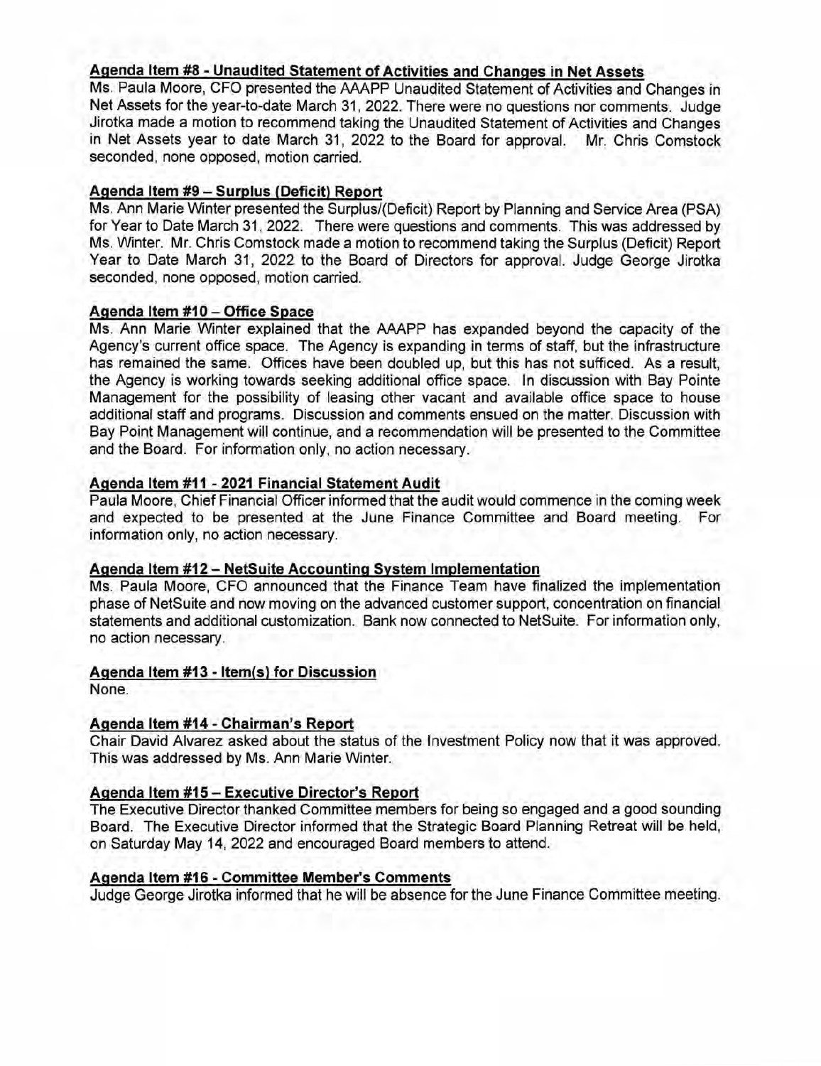**Agenda Item #8 - Unaudited Statement of Activities and Changes in Net Assets**

Ms. Paula Moore, CFO presented the AAAPP Unaudited Statement of Activities and Changes in Net Assets for the year-to-date March 31, 2022. There were no questions nor comments. Judge Jirotka made a motion to recommend taking the Unaudited Statement of Activities and Changes in Net Assets year to date March 31, 2022 to the Board for approval. Mr. Chris Comstock seconded, none opposed, motion carried.

**Agenda Item #9 – Surplus (Deficit) Report**

Ms. Ann Marie Winter presented the Surplus/(Deficit) Report by Planning and Service Area (PSA) for Year to Date March 31, 2022. There were questions and comments. This was addressed by Ms. Winter. Mr. Chris Comstock made a motion to recommend taking the Surplus (Deficit) Report Year to Date March 31, 2022 to the Board of Directors for approval. Judge George Jirotka seconded, none opposed, motion carried.

**Agenda Item #10 – Office Space**

Ms. Ann Marie Winter explained that the AAAPP has expanded beyond the capacity of the Agency's current office space. The Agency is expanding in terms of staff, but the infrastructure has remained the same. Offices have been doubled up, but this has not sufficed. As a result, the Agency is working towards seeking additional office space. In discussion with Bay Pointe Management for the possibility of leasing other vacant and available office space to house additional staff and programs. Discussion and comments ensued on the matter. Discussion with Bay Point Management will continue, and a recommendation will be presented to the Committee and the Board. For information only, no action necessary.

**Agenda Item #11 - 2021 Financial Statement Audit**

Paula Moore, Chief Financial Officer informed that the audit would commence in the coming week and expected to be presented at the June Finance Committee and Board meeting. For information only, no action necessary.

**Agenda Item #12 – NetSuite Accounting System Implementation**

Ms. Paula Moore, CFO announced that the Finance Team have finalized the implementation phase of NetSuite and now moving on the advanced customer support, concentration on financial statements and additional customization. Bank now connected to NetSuite. For information only, no action necessary.

**Agenda Item #13 - Item(s) for Discussion**

None.

**Agenda Item #14 - Chairman's Report**

Chair David Alvarez asked about the status of the Investment Policy now that it was approved. This was addressed by Ms. Ann Marie Winter.

**Agenda Item #15 – Executive Director's Report**

The Executive Director thanked Committee members for being so engaged and a good sounding Board. The Executive Director informed that the Strategic Board Planning Retreat will be held, on Saturday May 14, 2022 and encouraged Board members to attend.

**Agenda Item #16 - Committee Member's Comments**

Judge George Jirotka informed that he will be absence for the June Finance Committee meeting.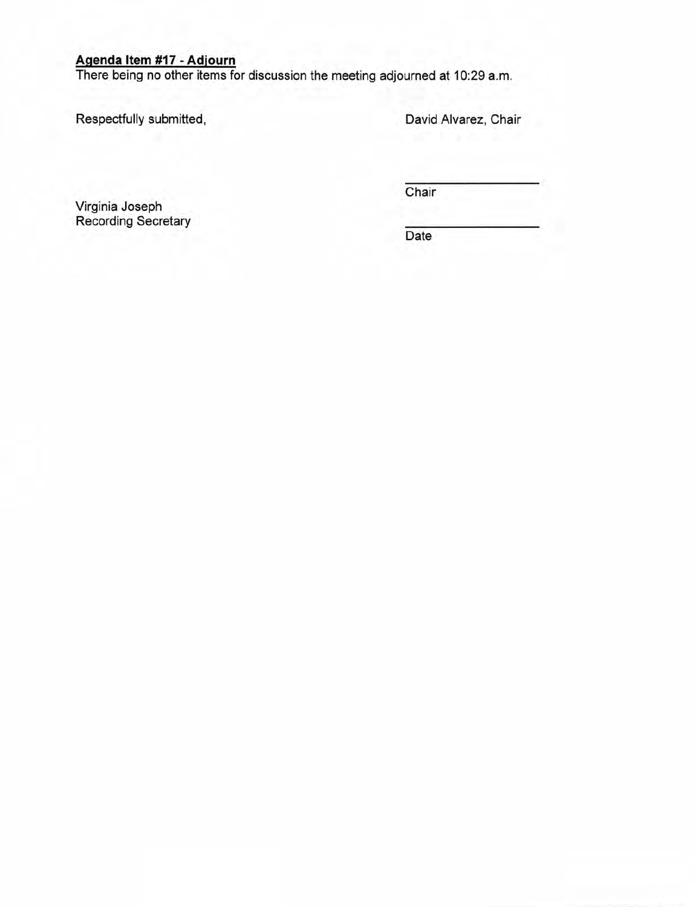**Agenda Item #17 - Adjourn**

There being no other items for discussion the meeting adjourned at 10:29 a.m.

Respectfully submitted,

Virginia Joseph
Recording Secretary

David Alvarez, Chair

\_\_\_\_\_\_\_\_\_\_\_\_\_\_\_\_\_\_
Chair

\_\_\_\_\_\_\_\_\_\_\_\_\_\_\_\_\_\_
Date